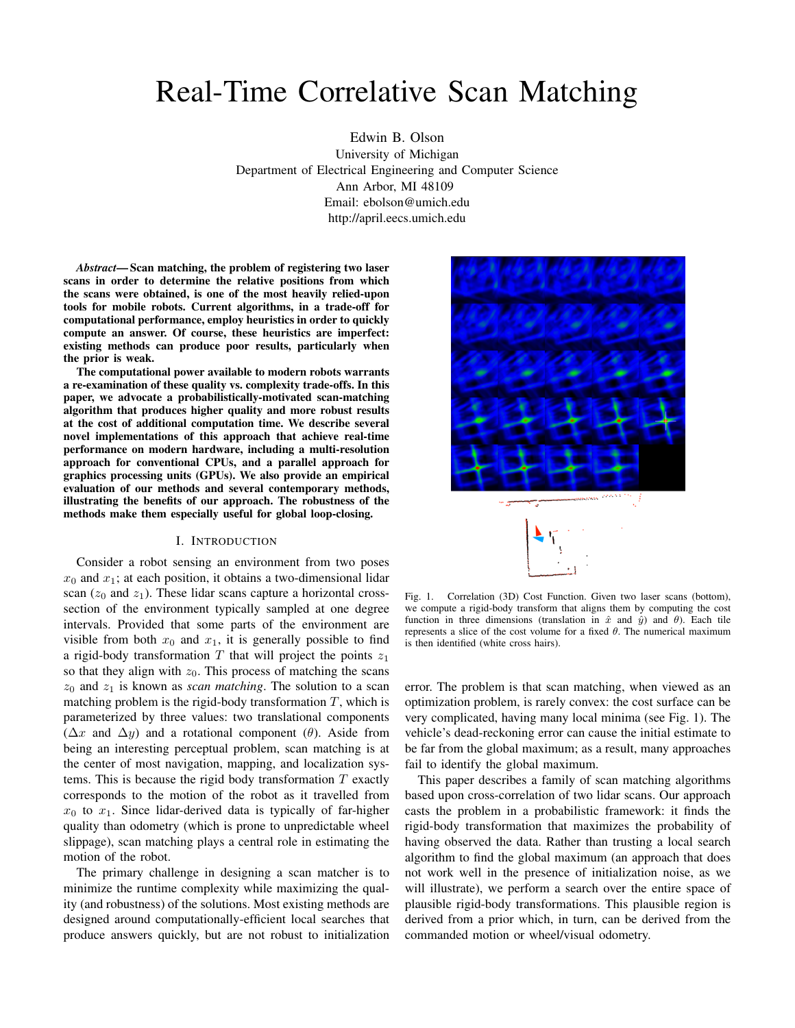# Real-Time Correlative Scan Matching

Edwin B. Olson
University of Michigan
Department of Electrical Engineering and Computer Science
Ann Arbor, MI 48109
Email: ebolson@umich.edu
http://april.eecs.umich.edu

***Abstract*— Scan matching, the problem of registering two laser scans in order to determine the relative positions from which the scans were obtained, is one of the most heavily relied-upon tools for mobile robots. Current algorithms, in a trade-off for computational performance, employ heuristics in order to quickly compute an answer. Of course, these heuristics are imperfect: existing methods can produce poor results, particularly when the prior is weak.**

**The computational power available to modern robots warrants a re-examination of these quality vs. complexity trade-offs. In this paper, we advocate a probabilistically-motivated scan-matching algorithm that produces higher quality and more robust results at the cost of additional computation time. We describe several novel implementations of this approach that achieve real-time performance on modern hardware, including a multi-resolution approach for conventional CPUs, and a parallel approach for graphics processing units (GPUs). We also provide an empirical evaluation of our methods and several contemporary methods, illustrating the benefits of our approach. The robustness of the methods make them especially useful for global loop-closing.**

## I. Introduction

Consider a robot sensing an environment from two poses $x_0$ and $x_1$; at each position, it obtains a two-dimensional lidar scan ($z_0$ and $z_1$). These lidar scans capture a horizontal cross-section of the environment typically sampled at one degree intervals. Provided that some parts of the environment are visible from both $x_0$ and $x_1$, it is generally possible to find a rigid-body transformation $T$ that will project the points $z_1$ so that they align with $z_0$. This process of matching the scans $z_0$ and $z_1$ is known as *scan matching*. The solution to a scan matching problem is the rigid-body transformation $T$, which is parameterized by three values: two translational components ($\Delta x$ and $\Delta y$) and a rotational component ($\theta$). Aside from being an interesting perceptual problem, scan matching is at the center of most navigation, mapping, and localization systems. This is because the rigid body transformation $T$ exactly corresponds to the motion of the robot as it travelled from $x_0$ to $x_1$. Since lidar-derived data is typically of far-higher quality than odometry (which is prone to unpredictable wheel slippage), scan matching plays a central role in estimating the motion of the robot.

The primary challenge in designing a scan matcher is to minimize the runtime complexity while maximizing the quality (and robustness) of the solutions. Most existing methods are designed around computationally-efficient local searches that produce answers quickly, but are not robust to initialization error. The problem is that scan matching, when viewed as an optimization problem, is rarely convex: the cost surface can be very complicated, having many local minima (see Fig. 1). The vehicle's dead-reckoning error can cause the initial estimate to be far from the global maximum; as a result, many approaches fail to identify the global maximum.

Fig. 1. Correlation (3D) Cost Function. Given two laser scans (bottom), we compute a rigid-body transform that aligns them by computing the cost function in three dimensions (translation in $\hat{x}$ and $\hat{y}$) and $\theta$). Each tile represents a slice of the cost volume for a fixed $\theta$. The numerical maximum is then identified (white cross hairs).

This paper describes a family of scan matching algorithms based upon cross-correlation of two lidar scans. Our approach casts the problem in a probabilistic framework: it finds the rigid-body transformation that maximizes the probability of having observed the data. Rather than trusting a local search algorithm to find the global maximum (an approach that does not work well in the presence of initialization noise, as we will illustrate), we perform a search over the entire space of plausible rigid-body transformations. This plausible region is derived from a prior which, in turn, can be derived from the commanded motion or wheel/visual odometry.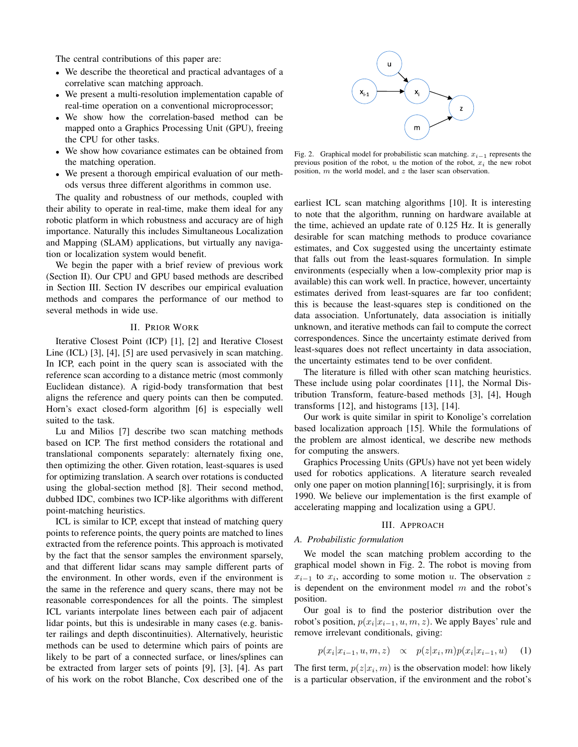The central contributions of this paper are:

- We describe the theoretical and practical advantages of a correlative scan matching approach.
- We present a multi-resolution implementation capable of real-time operation on a conventional microprocessor;
- We show how the correlation-based method can be mapped onto a Graphics Processing Unit (GPU), freeing the CPU for other tasks.
- We show how covariance estimates can be obtained from the matching operation.
- We present a thorough empirical evaluation of our methods versus three different algorithms in common use.

The quality and robustness of our methods, coupled with their ability to operate in real-time, make them ideal for any robotic platform in which robustness and accuracy are of high importance. Naturally this includes Simultaneous Localization and Mapping (SLAM) applications, but virtually any navigation or localization system would benefit.

We begin the paper with a brief review of previous work (Section II). Our CPU and GPU based methods are described in Section III. Section IV describes our empirical evaluation methods and compares the performance of our method to several methods in wide use.

## II. Prior Work

Iterative Closest Point (ICP) [1], [2] and Iterative Closest Line (ICL) [3], [4], [5] are used pervasively in scan matching. In ICP, each point in the query scan is associated with the reference scan according to a distance metric (most commonly Euclidean distance). A rigid-body transformation that best aligns the reference and query points can then be computed. Horn's exact closed-form algorithm [6] is especially well suited to the task.

Lu and Milios [7] describe two scan matching methods based on ICP. The first method considers the rotational and translational components separately: alternately fixing one, then optimizing the other. Given rotation, least-squares is used for optimizing translation. A search over rotations is conducted using the global-section method [8]. Their second method, dubbed IDC, combines two ICP-like algorithms with different point-matching heuristics.

ICL is similar to ICP, except that instead of matching query points to reference points, the query points are matched to lines extracted from the reference points. This approach is motivated by the fact that the sensor samples the environment sparsely, and that different lidar scans may sample different parts of the environment. In other words, even if the environment is the same in the reference and query scans, there may not be reasonable correspondences for all the points. The simplest ICL variants interpolate lines between each pair of adjacent lidar points, but this is undesirable in many cases (e.g. banister railings and depth discontinuities). Alternatively, heuristic methods can be used to determine which pairs of points are likely to be part of a connected surface, or lines/splines can be extracted from larger sets of points [9], [3], [4]. As part of his work on the robot Blanche, Cox described one of the earliest ICL scan matching algorithms [10]. It is interesting to note that the algorithm, running on hardware available at the time, achieved an update rate of 0.125 Hz. It is generally desirable for scan matching methods to produce covariance estimates, and Cox suggested using the uncertainty estimate that falls out from the least-squares formulation. In simple environments (especially when a low-complexity prior map is available) this can work well. In practice, however, uncertainty estimates derived from least-squares are far too confident; this is because the least-squares step is conditioned on the data association. Unfortunately, data association is initially unknown, and iterative methods can fail to compute the correct correspondences. Since the uncertainty estimate derived from least-squares does not reflect uncertainty in data association, the uncertainty estimates tend to be over confident.

The literature is filled with other scan matching heuristics. These include using polar coordinates [11], the Normal Distribution Transform, feature-based methods [3], [4], Hough transforms [12], and histograms [13], [14].

Our work is quite similar in spirit to Konolige's correlation based localization approach [15]. While the formulations of the problem are almost identical, we describe new methods for computing the answers.

Graphics Processing Units (GPUs) have not yet been widely used for robotics applications. A literature search revealed only one paper on motion planning[16]; surprisingly, it is from 1990. We believe our implementation is the first example of accelerating mapping and localization using a GPU.

u
$x_{i-1}$
$x_i$
z
m

Fig. 2. Graphical model for probabilistic scan matching. $x_{i-1}$ represents the previous position of the robot, $u$ the motion of the robot, $x_i$ the new robot position, $m$ the world model, and $z$ the laser scan observation.

## III. Approach

### A. Probabilistic formulation

We model the scan matching problem according to the graphical model shown in Fig. 2. The robot is moving from $x_{i-1}$ to $x_i$, according to some motion $u$. The observation $z$ is dependent on the environment model $m$ and the robot's position.

Our goal is to find the posterior distribution over the robot's position, $p(x_i|x_{i-1}, u, m, z)$. We apply Bayes' rule and remove irrelevant conditionals, giving:

$$p(x_i|x_{i-1}, u, m, z) \quad \propto \quad p(z|x_i, m)p(x_i|x_{i-1}, u) \qquad (1)$$

The first term, $p(z|x_i, m)$ is the observation model: how likely is a particular observation, if the environment and the robot's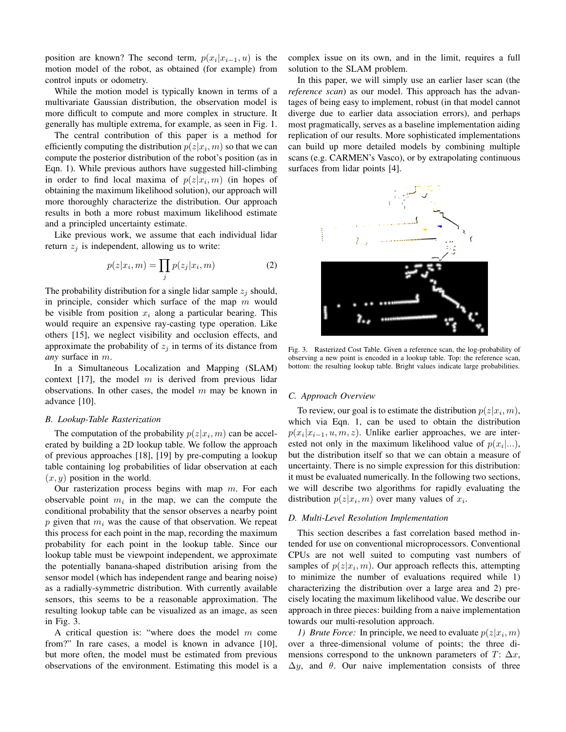position are known? The second term, $p(x_i|x_{i-1}, u)$ is the motion model of the robot, as obtained (for example) from control inputs or odometry.

While the motion model is typically known in terms of a multivariate Gaussian distribution, the observation model is more difficult to compute and more complex in structure. It generally has multiple extrema, for example, as seen in Fig. 1.

The central contribution of this paper is a method for efficiently computing the distribution $p(z|x_i, m)$ so that we can compute the posterior distribution of the robot's position (as in Eqn. 1). While previous authors have suggested hill-climbing in order to find local maxima of $p(z|x_i, m)$ (in hopes of obtaining the maximum likelihood solution), our approach will more thoroughly characterize the distribution. Our approach results in both a more robust maximum likelihood estimate and a principled uncertainty estimate.

Like previous work, we assume that each individual lidar return $z_j$ is independent, allowing us to write:

$$p(z|x_i, m) = \prod_j p(z_j|x_i, m) \tag{2}$$

The probability distribution for a single lidar sample $z_j$ should, in principle, consider which surface of the map $m$ would be visible from position $x_i$ along a particular bearing. This would require an expensive ray-casting type operation. Like others [15], we neglect visibility and occlusion effects, and approximate the probability of $z_j$ in terms of its distance from *any* surface in $m$.

In a Simultaneous Localization and Mapping (SLAM) context [17], the model $m$ is derived from previous lidar observations. In other cases, the model $m$ may be known in advance [10].

### B. Lookup-Table Rasterization

The computation of the probability $p(z|x_i, m)$ can be accelerated by building a 2D lookup table. We follow the approach of previous approaches [18], [19] by pre-computing a lookup table containing log probabilities of lidar observation at each $(x, y)$ position in the world.

Our rasterization process begins with map $m$. For each observable point $m_i$ in the map, we can the compute the conditional probability that the sensor observes a nearby point $p$ given that $m_i$ was the cause of that observation. We repeat this process for each point in the map, recording the maximum probability for each point in the lookup table. Since our lookup table must be viewpoint independent, we approximate the potentially banana-shaped distribution arising from the sensor model (which has independent range and bearing noise) as a radially-symmetric distribution. With currently available sensors, this seems to be a reasonable approximation. The resulting lookup table can be visualized as an image, as seen in Fig. 3.

A critical question is: "where does the model $m$ come from?" In rare cases, a model is known in advance [10], but more often, the model must be estimated from previous observations of the environment. Estimating this model is a complex issue on its own, and in the limit, requires a full solution to the SLAM problem.

In this paper, we will simply use an earlier laser scan (the *reference scan*) as our model. This approach has the advantages of being easy to implement, robust (in that model cannot diverge due to earlier data association errors), and perhaps most pragmatically, serves as a baseline implementation aiding replication of our results. More sophisticated implementations can build up more detailed models by combining multiple scans (e.g. CARMEN's Vasco), or by extrapolating continuous surfaces from lidar points [4].

Fig. 3. Rasterized Cost Table. Given a reference scan, the log-probability of observing a new point is encoded in a lookup table. Top: the reference scan, bottom: the resulting lookup table. Bright values indicate large probabilities.

### C. Approach Overview

To review, our goal is to estimate the distribution $p(z|x_i, m)$, which via Eqn. 1, can be used to obtain the distribution $p(x_i|x_{i-1}, u, m, z)$. Unlike earlier approaches, we are interested not only in the maximum likelihood value of $p(x_i|...)$, but the distribution itself so that we can obtain a measure of uncertainty. There is no simple expression for this distribution: it must be evaluated numerically. In the following two sections, we will describe two algorithms for rapidly evaluating the distribution $p(z|x_i, m)$ over many values of $x_i$.

### D. Multi-Level Resolution Implementation

This section describes a fast correlation based method intended for use on conventional microprocessors. Conventional CPUs are not well suited to computing vast numbers of samples of $p(z|x_i, m)$. Our approach reflects this, attempting to minimize the number of evaluations required while 1) characterizing the distribution over a large area and 2) precisely locating the maximum likelihood value. We describe our approach in three pieces: building from a naive implementation towards our multi-resolution approach.

*1) Brute Force:* In principle, we need to evaluate $p(z|x_i, m)$ over a three-dimensional volume of points; the three dimensions correspond to the unknown parameters of $T$: $\Delta x$, $\Delta y$, and $\theta$. Our naive implementation consists of three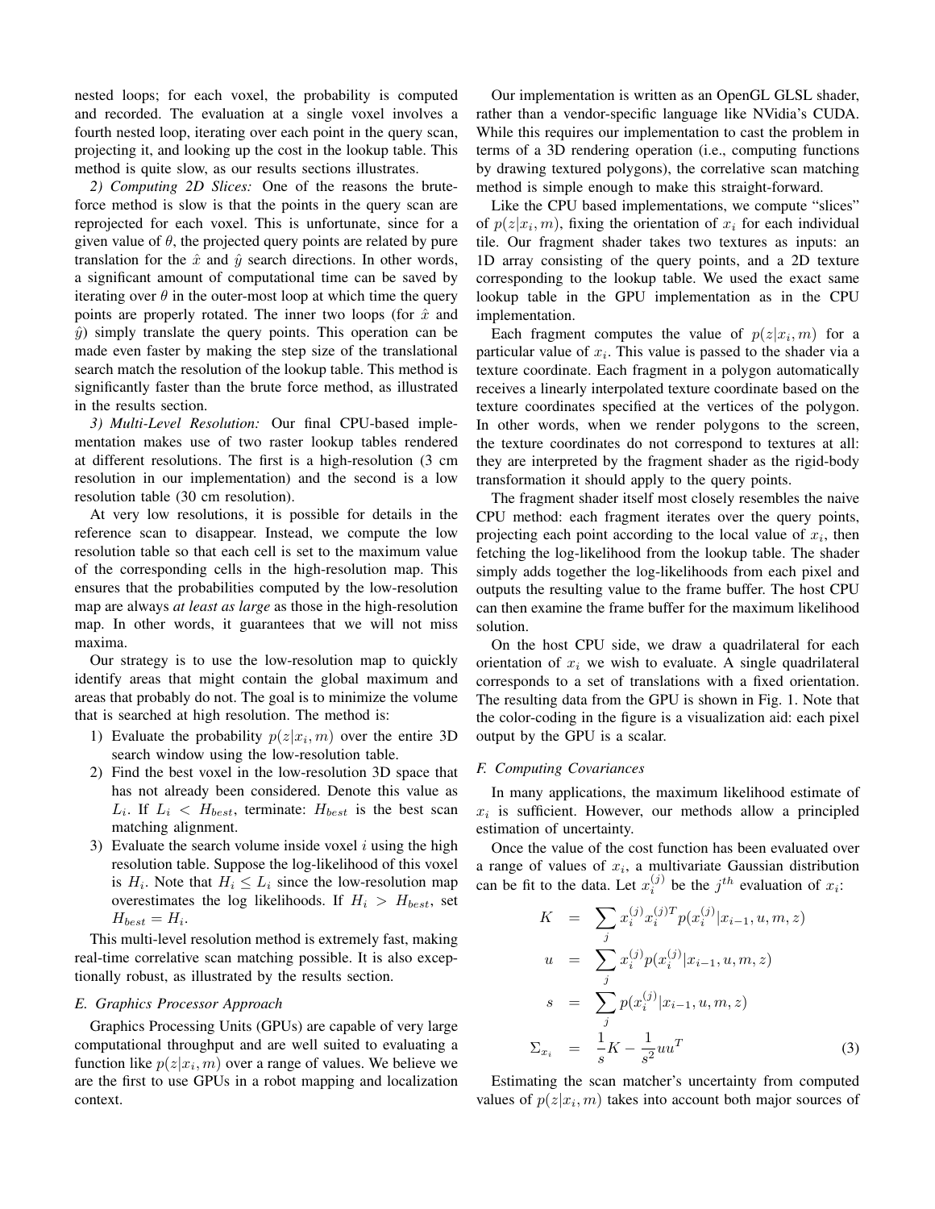nested loops; for each voxel, the probability is computed and recorded. The evaluation at a single voxel involves a fourth nested loop, iterating over each point in the query scan, projecting it, and looking up the cost in the lookup table. This method is quite slow, as our results sections illustrates.

*2) Computing 2D Slices:* One of the reasons the brute-force method is slow is that the points in the query scan are reprojected for each voxel. This is unfortunate, since for a given value of $\theta$, the projected query points are related by pure translation for the $\hat{x}$ and $\hat{y}$ search directions. In other words, a significant amount of computational time can be saved by iterating over $\theta$ in the outer-most loop at which time the query points are properly rotated. The inner two loops (for $\hat{x}$ and $\hat{y}$) simply translate the query points. This operation can be made even faster by making the step size of the translational search match the resolution of the lookup table. This method is significantly faster than the brute force method, as illustrated in the results section.

*3) Multi-Level Resolution:* Our final CPU-based implementation makes use of two raster lookup tables rendered at different resolutions. The first is a high-resolution (3 cm resolution in our implementation) and the second is a low resolution table (30 cm resolution).

At very low resolutions, it is possible for details in the reference scan to disappear. Instead, we compute the low resolution table so that each cell is set to the maximum value of the corresponding cells in the high-resolution map. This ensures that the probabilities computed by the low-resolution map are always *at least as large* as those in the high-resolution map. In other words, it guarantees that we will not miss maxima.

Our strategy is to use the low-resolution map to quickly identify areas that might contain the global maximum and areas that probably do not. The goal is to minimize the volume that is searched at high resolution. The method is:

1) Evaluate the probability $p(z|x_i, m)$ over the entire 3D search window using the low-resolution table.
2) Find the best voxel in the low-resolution 3D space that has not already been considered. Denote this value as $L_i$. If $L_i < H_{best}$, terminate: $H_{best}$ is the best scan matching alignment.
3) Evaluate the search volume inside voxel $i$ using the high resolution table. Suppose the log-likelihood of this voxel is $H_i$. Note that $H_i \leq L_i$ since the low-resolution map overestimates the log likelihoods. If $H_i > H_{best}$, set $H_{best} = H_i$.

This multi-level resolution method is extremely fast, making real-time correlative scan matching possible. It is also exceptionally robust, as illustrated by the results section.

### E. Graphics Processor Approach

Graphics Processing Units (GPUs) are capable of very large computational throughput and are well suited to evaluating a function like $p(z|x_i, m)$ over a range of values. We believe we are the first to use GPUs in a robot mapping and localization context.

Our implementation is written as an OpenGL GLSL shader, rather than a vendor-specific language like NVidia's CUDA. While this requires our implementation to cast the problem in terms of a 3D rendering operation (i.e., computing functions by drawing textured polygons), the correlative scan matching method is simple enough to make this straight-forward.

Like the CPU based implementations, we compute "slices" of $p(z|x_i, m)$, fixing the orientation of $x_i$ for each individual tile. Our fragment shader takes two textures as inputs: an 1D array consisting of the query points, and a 2D texture corresponding to the lookup table. We used the exact same lookup table in the GPU implementation as in the CPU implementation.

Each fragment computes the value of $p(z|x_i, m)$ for a particular value of $x_i$. This value is passed to the shader via a texture coordinate. Each fragment in a polygon automatically receives a linearly interpolated texture coordinate based on the texture coordinates specified at the vertices of the polygon. In other words, when we render polygons to the screen, the texture coordinates do not correspond to textures at all: they are interpreted by the fragment shader as the rigid-body transformation it should apply to the query points.

The fragment shader itself most closely resembles the naive CPU method: each fragment iterates over the query points, projecting each point according to the local value of $x_i$, then fetching the log-likelihood from the lookup table. The shader simply adds together the log-likelihoods from each pixel and outputs the resulting value to the frame buffer. The host CPU can then examine the frame buffer for the maximum likelihood solution.

On the host CPU side, we draw a quadrilateral for each orientation of $x_i$ we wish to evaluate. A single quadrilateral corresponds to a set of translations with a fixed orientation. The resulting data from the GPU is shown in Fig. 1. Note that the color-coding in the figure is a visualization aid: each pixel output by the GPU is a scalar.

### F. Computing Covariances

In many applications, the maximum likelihood estimate of $x_i$ is sufficient. However, our methods allow a principled estimation of uncertainty.

Once the value of the cost function has been evaluated over a range of values of $x_i$, a multivariate Gaussian distribution can be fit to the data. Let $x_i^{(j)}$ be the $j^{th}$ evaluation of $x_i$:

$$
\begin{aligned}
K &= \sum_j x_i^{(j)} x_i^{(j)T} p(x_i^{(j)}|x_{i-1}, u, m, z) \\
u &= \sum_j x_i^{(j)} p(x_i^{(j)}|x_{i-1}, u, m, z) \\
s &= \sum_j p(x_i^{(j)}|x_{i-1}, u, m, z) \\
\Sigma_{x_i} &= \frac{1}{s}K - \frac{1}{s^2}uu^T
\end{aligned}
\tag{3}
$$

Estimating the scan matcher's uncertainty from computed values of $p(z|x_i, m)$ takes into account both major sources of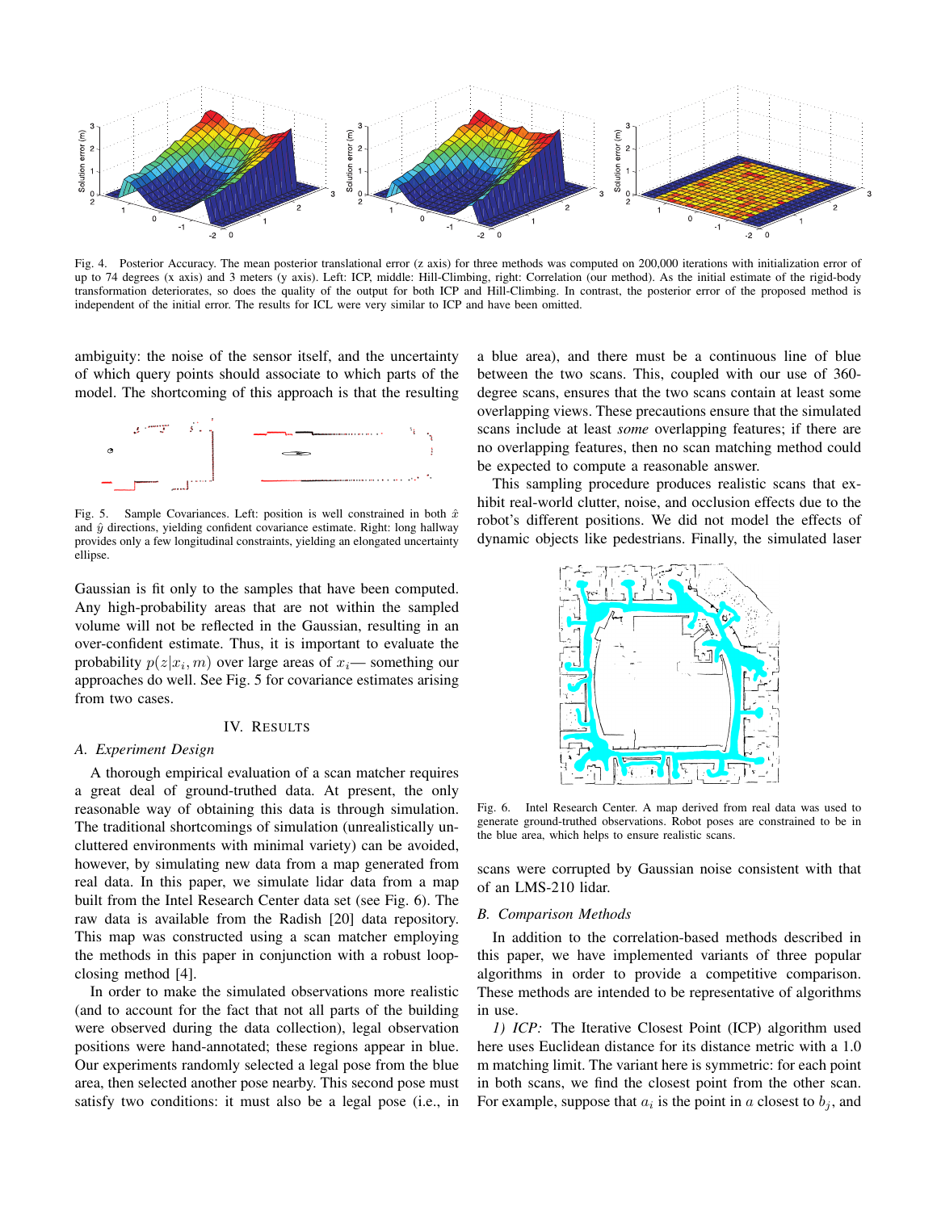Fig. 4. Posterior Accuracy. The mean posterior translational error (z axis) for three methods was computed on 200,000 iterations with initialization error of up to 74 degrees (x axis) and 3 meters (y axis). Left: ICP, middle: Hill-Climbing, right: Correlation (our method). As the initial estimate of the rigid-body transformation deteriorates, so does the quality of the output for both ICP and Hill-Climbing. In contrast, the posterior error of the proposed method is independent of the initial error. The results for ICL were very similar to ICP and have been omitted.

ambiguity: the noise of the sensor itself, and the uncertainty of which query points should associate to which parts of the model. The shortcoming of this approach is that the resulting Gaussian is fit only to the samples that have been computed. Any high-probability areas that are not within the sampled volume will not be reflected in the Gaussian, resulting in an over-confident estimate. Thus, it is important to evaluate the probability $p(z|x_i, m)$ over large areas of $x_i$— something our approaches do well. See Fig. 5 for covariance estimates arising from two cases.

Fig. 5. Sample Covariances. Left: position is well constrained in both $\hat{x}$ and $\hat{y}$ directions, yielding confident covariance estimate. Right: long hallway provides only a few longitudinal constraints, yielding an elongated uncertainty ellipse.

## IV. Results

### A. Experiment Design

A thorough empirical evaluation of a scan matcher requires a great deal of ground-truthed data. At present, the only reasonable way of obtaining this data is through simulation. The traditional shortcomings of simulation (unrealistically uncluttered environments with minimal variety) can be avoided, however, by simulating new data from a map generated from real data. In this paper, we simulate lidar data from a map built from the Intel Research Center data set (see Fig. 6). The raw data is available from the Radish [20] data repository. This map was constructed using a scan matcher employing the methods in this paper in conjunction with a robust loop-closing method [4].

In order to make the simulated observations more realistic (and to account for the fact that not all parts of the building were observed during the data collection), legal observation positions were hand-annotated; these regions appear in blue. Our experiments randomly selected a legal pose from the blue area, then selected another pose nearby. This second pose must satisfy two conditions: it must also be a legal pose (i.e., in a blue area), and there must be a continuous line of blue between the two scans. This, coupled with our use of 360-degree scans, ensures that the two scans contain at least some overlapping views. These precautions ensure that the simulated scans include at least *some* overlapping features; if there are no overlapping features, then no scan matching method could be expected to compute a reasonable answer.

This sampling procedure produces realistic scans that exhibit real-world clutter, noise, and occlusion effects due to the robot's different positions. We did not model the effects of dynamic objects like pedestrians. Finally, the simulated laser scans were corrupted by Gaussian noise consistent with that of an LMS-210 lidar.

Fig. 6. Intel Research Center. A map derived from real data was used to generate ground-truthed observations. Robot poses are constrained to be in the blue area, which helps to ensure realistic scans.

### B. Comparison Methods

In addition to the correlation-based methods described in this paper, we have implemented variants of three popular algorithms in order to provide a competitive comparison. These methods are intended to be representative of algorithms in use.

*1) ICP:* The Iterative Closest Point (ICP) algorithm used here uses Euclidean distance for its distance metric with a 1.0 m matching limit. The variant here is symmetric: for each point in both scans, we find the closest point from the other scan. For example, suppose that $a_i$ is the point in $a$ closest to $b_j$, and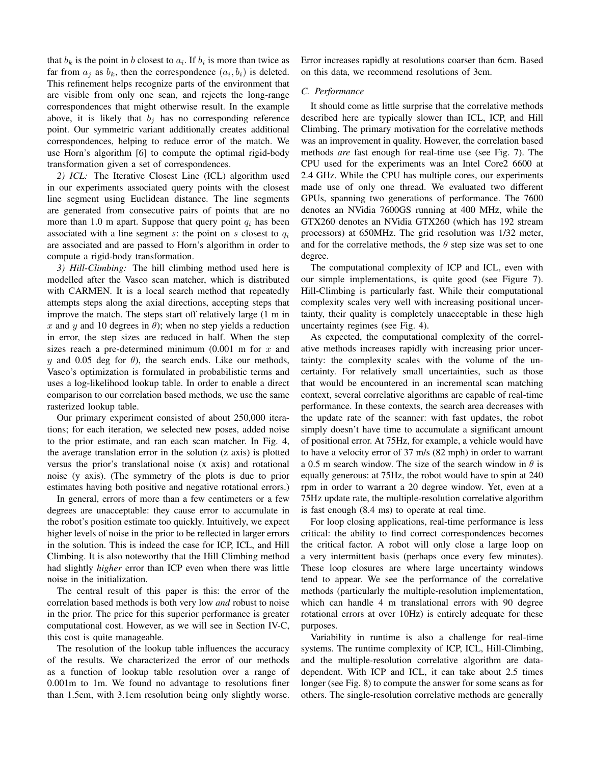that $b_k$ is the point in $b$ closest to $a_i$. If $b_i$ is more than twice as far from $a_j$ as $b_k$, then the correspondence $(a_i, b_i)$ is deleted. This refinement helps recognize parts of the environment that are visible from only one scan, and rejects the long-range correspondences that might otherwise result. In the example above, it is likely that $b_j$ has no corresponding reference point. Our symmetric variant additionally creates additional correspondences, helping to reduce error of the match. We use Horn's algorithm [6] to compute the optimal rigid-body transformation given a set of correspondences.

*2) ICL:* The Iterative Closest Line (ICL) algorithm used in our experiments associated query points with the closest line segment using Euclidean distance. The line segments are generated from consecutive pairs of points that are no more than 1.0 m apart. Suppose that query point $q_i$ has been associated with a line segment $s$: the point on $s$ closest to $q_i$ are associated and are passed to Horn's algorithm in order to compute a rigid-body transformation.

*3) Hill-Climbing:* The hill climbing method used here is modelled after the Vasco scan matcher, which is distributed with CARMEN. It is a local search method that repeatedly attempts steps along the axial directions, accepting steps that improve the match. The steps start off relatively large (1 m in $x$ and $y$ and 10 degrees in $\theta$); when no step yields a reduction in error, the step sizes are reduced in half. When the step sizes reach a pre-determined minimum (0.001 m for $x$ and $y$ and 0.05 deg for $\theta$), the search ends. Like our methods, Vasco's optimization is formulated in probabilistic terms and uses a log-likelihood lookup table. In order to enable a direct comparison to our correlation based methods, we use the same rasterized lookup table.

Our primary experiment consisted of about 250,000 iterations; for each iteration, we selected new poses, added noise to the prior estimate, and ran each scan matcher. In Fig. 4, the average translation error in the solution (z axis) is plotted versus the prior's translational noise (x axis) and rotational noise (y axis). (The symmetry of the plots is due to prior estimates having both positive and negative rotational errors.)

In general, errors of more than a few centimeters or a few degrees are unacceptable: they cause error to accumulate in the robot's position estimate too quickly. Intuitively, we expect higher levels of noise in the prior to be reflected in larger errors in the solution. This is indeed the case for ICP, ICL, and Hill Climbing. It is also noteworthy that the Hill Climbing method had slightly *higher* error than ICP even when there was little noise in the initialization.

The central result of this paper is this: the error of the correlation based methods is both very low *and* robust to noise in the prior. The price for this superior performance is greater computational cost. However, as we will see in Section IV-C, this cost is quite manageable.

The resolution of the lookup table influences the accuracy of the results. We characterized the error of our methods as a function of lookup table resolution over a range of 0.001m to 1m. We found no advantage to resolutions finer than 1.5cm, with 3.1cm resolution being only slightly worse. Error increases rapidly at resolutions coarser than 6cm. Based on this data, we recommend resolutions of 3cm.

### C. Performance

It should come as little surprise that the correlative methods described here are typically slower than ICL, ICP, and Hill Climbing. The primary motivation for the correlative methods was an improvement in quality. However, the correlation based methods *are* fast enough for real-time use (see Fig. 7). The CPU used for the experiments was an Intel Core2 6600 at 2.4 GHz. While the CPU has multiple cores, our experiments made use of only one thread. We evaluated two different GPUs, spanning two generations of performance. The 7600 denotes an NVidia 7600GS running at 400 MHz, while the GTX260 denotes an NVidia GTX260 (which has 192 stream processors) at 650MHz. The grid resolution was 1/32 meter, and for the correlative methods, the $\theta$ step size was set to one degree.

The computational complexity of ICP and ICL, even with our simple implementations, is quite good (see Figure 7). Hill-Climbing is particularly fast. While their computational complexity scales very well with increasing positional uncertainty, their quality is completely unacceptable in these high uncertainty regimes (see Fig. 4).

As expected, the computational complexity of the correlative methods increases rapidly with increasing prior uncertainty: the complexity scales with the volume of the uncertainty. For relatively small uncertainties, such as those that would be encountered in an incremental scan matching context, several correlative algorithms are capable of real-time performance. In these contexts, the search area decreases with the update rate of the scanner: with fast updates, the robot simply doesn't have time to accumulate a significant amount of positional error. At 75Hz, for example, a vehicle would have to have a velocity error of 37 m/s (82 mph) in order to warrant a 0.5 m search window. The size of the search window in $\theta$ is equally generous: at 75Hz, the robot would have to spin at 240 rpm in order to warrant a 20 degree window. Yet, even at a 75Hz update rate, the multiple-resolution correlative algorithm is fast enough (8.4 ms) to operate at real time.

For loop closing applications, real-time performance is less critical: the ability to find correct correspondences becomes the critical factor. A robot will only close a large loop on a very intermittent basis (perhaps once every few minutes). These loop closures are where large uncertainty windows tend to appear. We see the performance of the correlative methods (particularly the multiple-resolution implementation, which can handle 4 m translational errors with 90 degree rotational errors at over 10Hz) is entirely adequate for these purposes.

Variability in runtime is also a challenge for real-time systems. The runtime complexity of ICP, ICL, Hill-Climbing, and the multiple-resolution correlative algorithm are data-dependent. With ICP and ICL, it can take about 2.5 times longer (see Fig. 8) to compute the answer for some scans as for others. The single-resolution correlative methods are generally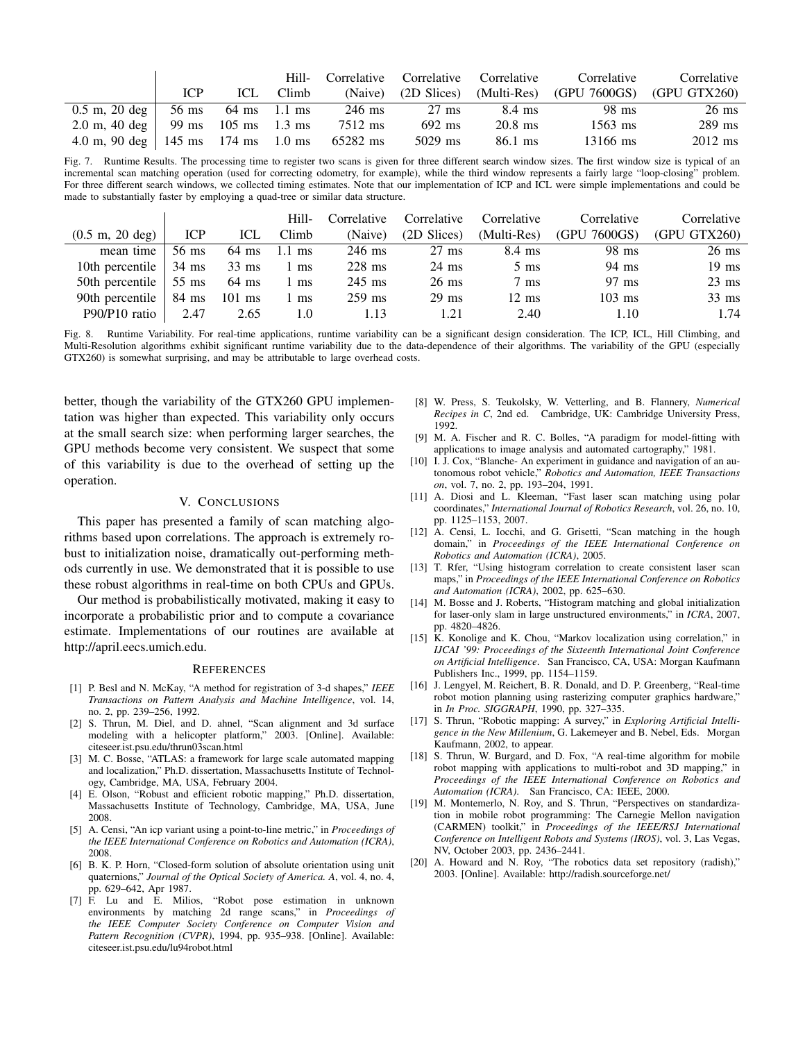| | ICP | ICL | Hill-Climb | Correlative (Naive) | Correlative (2D Slices) | Correlative (Multi-Res) | Correlative (GPU 7600GS) | Correlative (GPU GTX260) |
|---|---|---|---|---|---|---|---|---|
| 0.5 m, 20 deg | 56 ms | 64 ms | 1.1 ms | 246 ms | 27 ms | 8.4 ms | 98 ms | 26 ms |
| 2.0 m, 40 deg | 99 ms | 105 ms | 1.3 ms | 7512 ms | 692 ms | 20.8 ms | 1563 ms | 289 ms |
| 4.0 m, 90 deg | 145 ms | 174 ms | 1.0 ms | 65282 ms | 5029 ms | 86.1 ms | 13166 ms | 2012 ms |

Fig. 7. Runtime Results. The processing time to register two scans is given for three different search window sizes. The first window size is typical of an incremental scan matching operation (used for correcting odometry, for example), while the third window represents a fairly large "loop-closing" problem. For three different search windows, we collected timing estimates. Note that our implementation of ICP and ICL were simple implementations and could be made to substantially faster by employing a quad-tree or similar data structure.

| (0.5 m, 20 deg) | ICP | ICL | Hill-Climb | Correlative (Naive) | Correlative (2D Slices) | Correlative (Multi-Res) | Correlative (GPU 7600GS) | Correlative (GPU GTX260) |
|---|---|---|---|---|---|---|---|---|
| mean time | 56 ms | 64 ms | 1.1 ms | 246 ms | 27 ms | 8.4 ms | 98 ms | 26 ms |
| 10th percentile | 34 ms | 33 ms | 1 ms | 228 ms | 24 ms | 5 ms | 94 ms | 19 ms |
| 50th percentile | 55 ms | 64 ms | 1 ms | 245 ms | 26 ms | 7 ms | 97 ms | 23 ms |
| 90th percentile | 84 ms | 101 ms | 1 ms | 259 ms | 29 ms | 12 ms | 103 ms | 33 ms |
| P90/P10 ratio | 2.47 | 2.65 | 1.0 | 1.13 | 1.21 | 2.40 | 1.10 | 1.74 |

Fig. 8. Runtime Variability. For real-time applications, runtime variability can be a significant design consideration. The ICP, ICL, Hill Climbing, and Multi-Resolution algorithms exhibit significant runtime variability due to the data-dependence of their algorithms. The variability of the GPU (especially GTX260) is somewhat surprising, and may be attributable to large overhead costs.

better, though the variability of the GTX260 GPU implementation was higher than expected. This variability only occurs at the small search size: when performing larger searches, the GPU methods become very consistent. We suspect that some of this variability is due to the overhead of setting up the operation.

## V. Conclusions

This paper has presented a family of scan matching algorithms based upon correlations. The approach is extremely robust to initialization noise, dramatically out-performing methods currently in use. We demonstrated that it is possible to use these robust algorithms in real-time on both CPUs and GPUs.

Our method is probabilistically motivated, making it easy to incorporate a probabilistic prior and to compute a covariance estimate. Implementations of our routines are available at http://april.eecs.umich.edu.

## References

[1] P. Besl and N. McKay, "A method for registration of 3-d shapes," *IEEE Transactions on Pattern Analysis and Machine Intelligence*, vol. 14, no. 2, pp. 239–256, 1992.

[2] S. Thrun, M. Diel, and D. ahnel, "Scan alignment and 3d surface modeling with a helicopter platform," 2003. [Online]. Available: citeseer.ist.psu.edu/thrun03scan.html

[3] M. C. Bosse, "ATLAS: a framework for large scale automated mapping and localization," Ph.D. dissertation, Massachusetts Institute of Technology, Cambridge, MA, USA, February 2004.

[4] E. Olson, "Robust and efficient robotic mapping," Ph.D. dissertation, Massachusetts Institute of Technology, Cambridge, MA, USA, June 2008.

[5] A. Censi, "An icp variant using a point-to-line metric," in *Proceedings of the IEEE International Conference on Robotics and Automation (ICRA)*, 2008.

[6] B. K. P. Horn, "Closed-form solution of absolute orientation using unit quaternions," *Journal of the Optical Society of America. A*, vol. 4, no. 4, pp. 629–642, Apr 1987.

[7] F. Lu and E. Milios, "Robot pose estimation in unknown environments by matching 2d range scans," in *Proceedings of the IEEE Computer Society Conference on Computer Vision and Pattern Recognition (CVPR)*, 1994, pp. 935–938. [Online]. Available: citeseer.ist.psu.edu/lu94robot.html

[8] W. Press, S. Teukolsky, W. Vetterling, and B. Flannery, *Numerical Recipes in C*, 2nd ed. Cambridge, UK: Cambridge University Press, 1992.

[9] M. A. Fischer and R. C. Bolles, "A paradigm for model-fitting with applications to image analysis and automated cartography," 1981.

[10] I. J. Cox, "Blanche- An experiment in guidance and navigation of an autonomous robot vehicle," *Robotics and Automation, IEEE Transactions on*, vol. 7, no. 2, pp. 193–204, 1991.

[11] A. Diosi and L. Kleeman, "Fast laser scan matching using polar coordinates," *International Journal of Robotics Research*, vol. 26, no. 10, pp. 1125–1153, 2007.

[12] A. Censi, L. Iocchi, and G. Grisetti, "Scan matching in the hough domain," in *Proceedings of the IEEE International Conference on Robotics and Automation (ICRA)*, 2005.

[13] T. Rfer, "Using histogram correlation to create consistent laser scan maps," in *Proceedings of the IEEE International Conference on Robotics and Automation (ICRA)*, 2002, pp. 625–630.

[14] M. Bosse and J. Roberts, "Histogram matching and global initialization for laser-only slam in large unstructured environments," in *ICRA*, 2007, pp. 4820–4826.

[15] K. Konolige and K. Chou, "Markov localization using correlation," in *IJCAI '99: Proceedings of the Sixteenth International Joint Conference on Artificial Intelligence*. San Francisco, CA, USA: Morgan Kaufmann Publishers Inc., 1999, pp. 1154–1159.

[16] J. Lengyel, M. Reichert, B. R. Donald, and D. P. Greenberg, "Real-time robot motion planning using rasterizing computer graphics hardware," in *In Proc. SIGGRAPH*, 1990, pp. 327–335.

[17] S. Thrun, "Robotic mapping: A survey," in *Exploring Artificial Intelligence in the New Millenium*, G. Lakemeyer and B. Nebel, Eds. Morgan Kaufmann, 2002, to appear.

[18] S. Thrun, W. Burgard, and D. Fox, "A real-time algorithm for mobile robot mapping with applications to multi-robot and 3D mapping," in *Proceedings of the IEEE International Conference on Robotics and Automation (ICRA)*. San Francisco, CA: IEEE, 2000.

[19] M. Montemerlo, N. Roy, and S. Thrun, "Perspectives on standardization in mobile robot programming: The Carnegie Mellon navigation (CARMEN) toolkit," in *Proceedings of the IEEE/RSJ International Conference on Intelligent Robots and Systems (IROS)*, vol. 3, Las Vegas, NV, October 2003, pp. 2436–2441.

[20] A. Howard and N. Roy, "The robotics data set repository (radish)," 2003. [Online]. Available: http://radish.sourceforge.net/